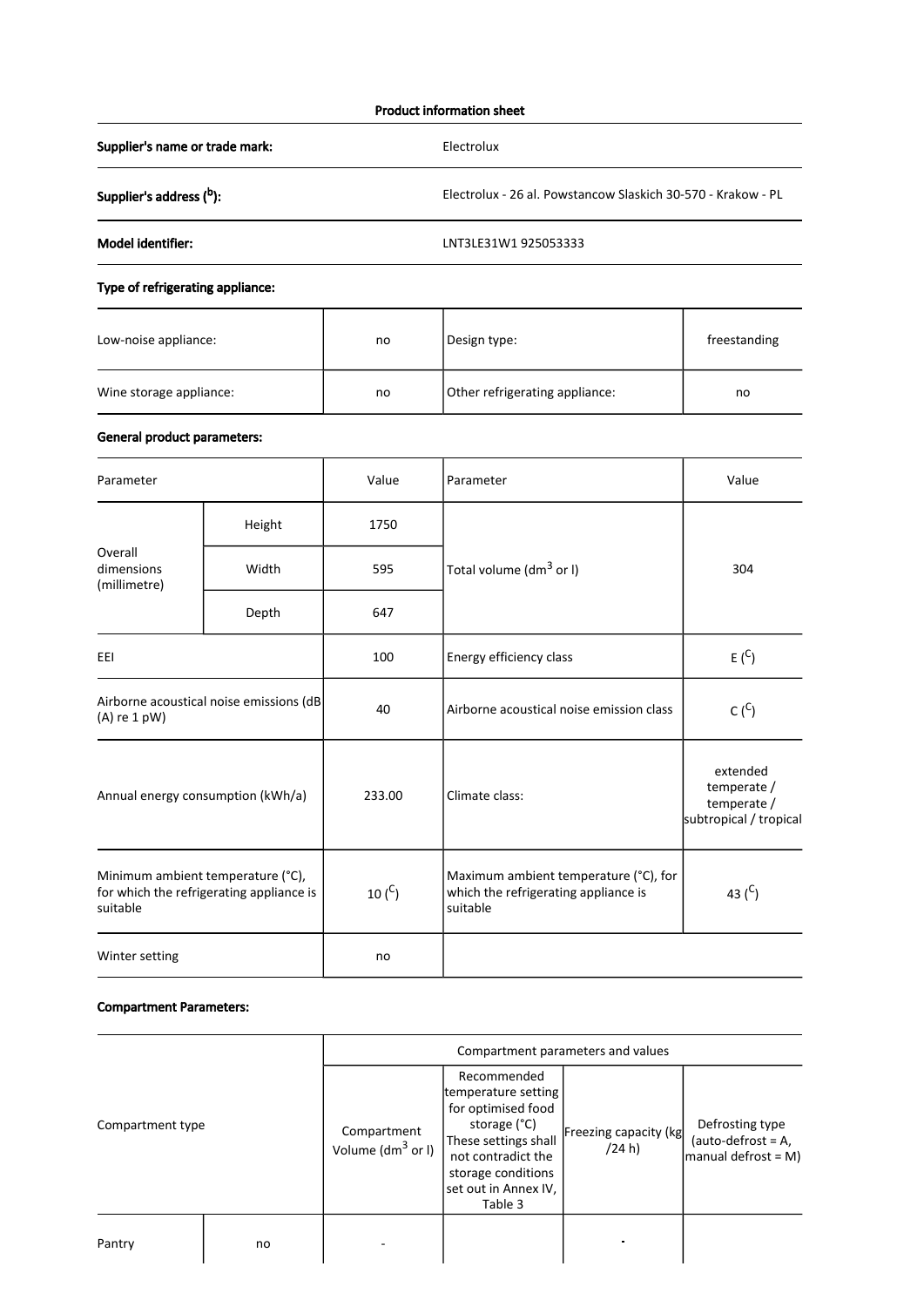# Product information sheet

| | |
|---|---|
| **Supplier's name or trade mark:** | Electrolux |
| **Supplier's address ([b]):** | Electrolux - 26 al. Powstancow Slaskich 30-570 - Krakow - PL |
| **Model identifier:** | LNT3LE31W1 925053333 |

**Type of refrigerating appliance:**

| | | | |
|---|---|---|---|
| Low-noise appliance: | no | Design type: | freestanding |
| Wine storage appliance: | no | Other refrigerating appliance: | no |

**General product parameters:**

| Parameter | | Value | Parameter | Value |
|---|---|---|---|---|
| Overall dimensions (millimetre) | Height | 1750 | Total volume ($dm^3$ or l) | 304 |
| | Width | 595 | | |
| | Depth | 647 | | |
| EEI | | 100 | Energy efficiency class | E ([C]) |
| Airborne acoustical noise emissions (dB (A) re 1 pW) | | 40 | Airborne acoustical noise emission class | C ([C]) |
| Annual energy consumption (kWh/a) | | 233.00 | Climate class: | extended temperate / temperate / subtropical / tropical |
| Minimum ambient temperature (°C), for which the refrigerating appliance is suitable | | 10 ([C]) | Maximum ambient temperature (°C), for which the refrigerating appliance is suitable | 43 ([C]) |
| Winter setting | | no | | |

**Compartment Parameters:**

| Compartment type | | Compartment parameters and values | | | |
|---|---|---|---|---|---|
| | | Compartment Volume ($dm^3$ or l) | Recommended temperature setting for optimised food storage (°C) These settings shall not contradict the storage conditions set out in Annex IV, Table 3 | Freezing capacity (kg /24 h) | Defrosting type (auto-defrost = A, manual defrost = M) |
| Pantry | no | - | | - | |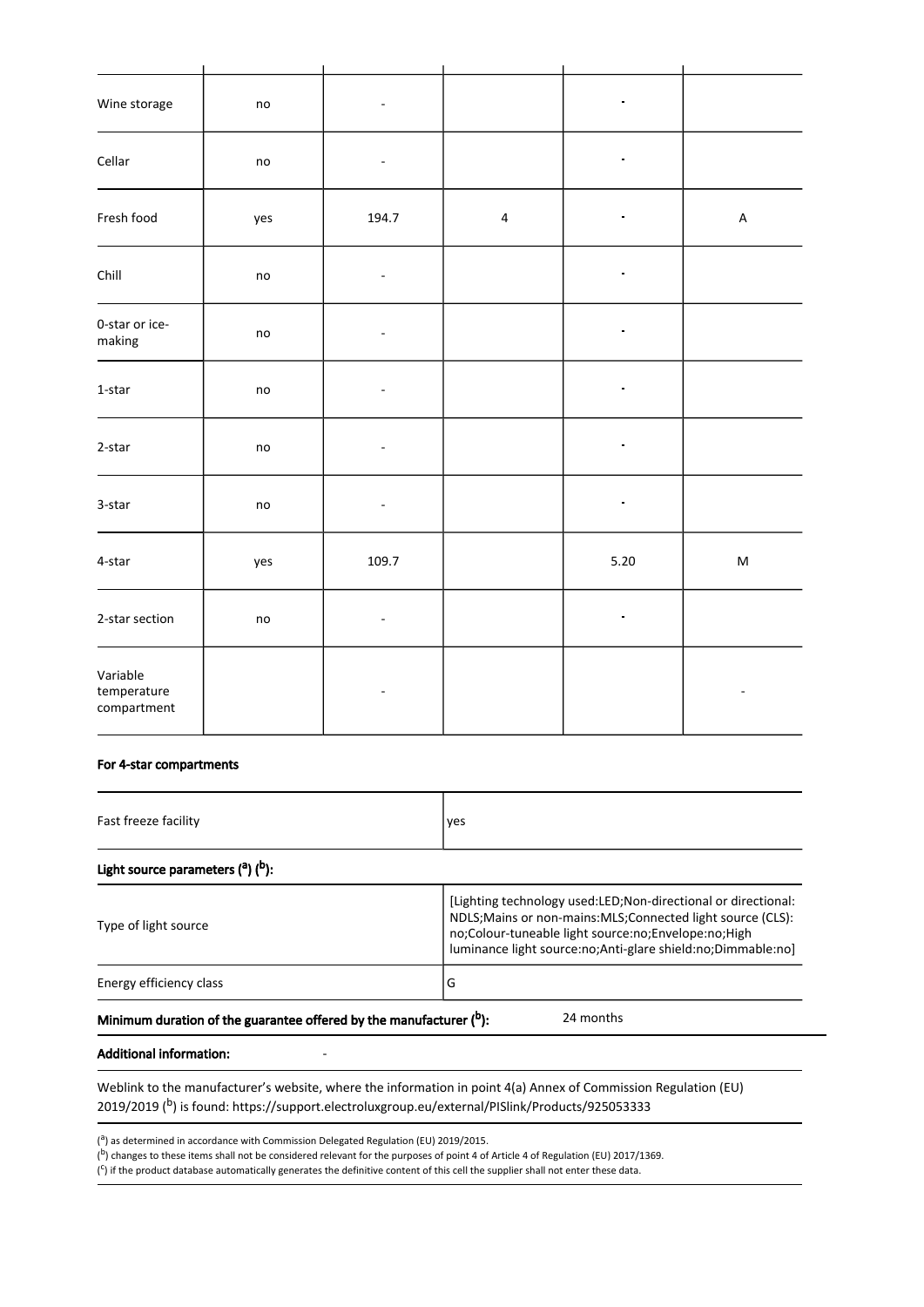| | | | | | |
|---|---|---|---|---|---|
| Wine storage | no | - | | - | |
| Cellar | no | - | | - | |
| Fresh food | yes | 194.7 | 4 | - | A |
| Chill | no | - | | - | |
| 0-star or ice-making | no | - | | - | |
| 1-star | no | - | | - | |
| 2-star | no | - | | - | |
| 3-star | no | - | | - | |
| 4-star | yes | 109.7 | | 5.20 | M |
| 2-star section | no | - | | - | |
| Variable temperature compartment | | - | | | - |

**For 4-star compartments**

| | |
|---|---|
| Fast freeze facility | yes |

**Light source parameters ([a]) ([b]):**

| | |
|---|---|
| Type of light source | [Lighting technology used:LED;Non-directional or directional: NDLS;Mains or non-mains:MLS;Connected light source (CLS): no;Colour-tuneable light source:no;Envelope:no;High luminance light source:no;Anti-glare shield:no;Dimmable:no] |
| Energy efficiency class | G |

**Minimum duration of the guarantee offered by the manufacturer ([b]):** 24 months

**Additional information:** -

Weblink to the manufacturer's website, where the information in point 4(a) Annex of Commission Regulation (EU) 2019/2019 ([b]) is found: https://support.electroluxgroup.eu/external/PISlink/Products/925053333

([a]) as determined in accordance with Commission Delegated Regulation (EU) 2019/2015.
([b]) changes to these items shall not be considered relevant for the purposes of point 4 of Article 4 of Regulation (EU) 2017/1369.
([c]) if the product database automatically generates the definitive content of this cell the supplier shall not enter these data.